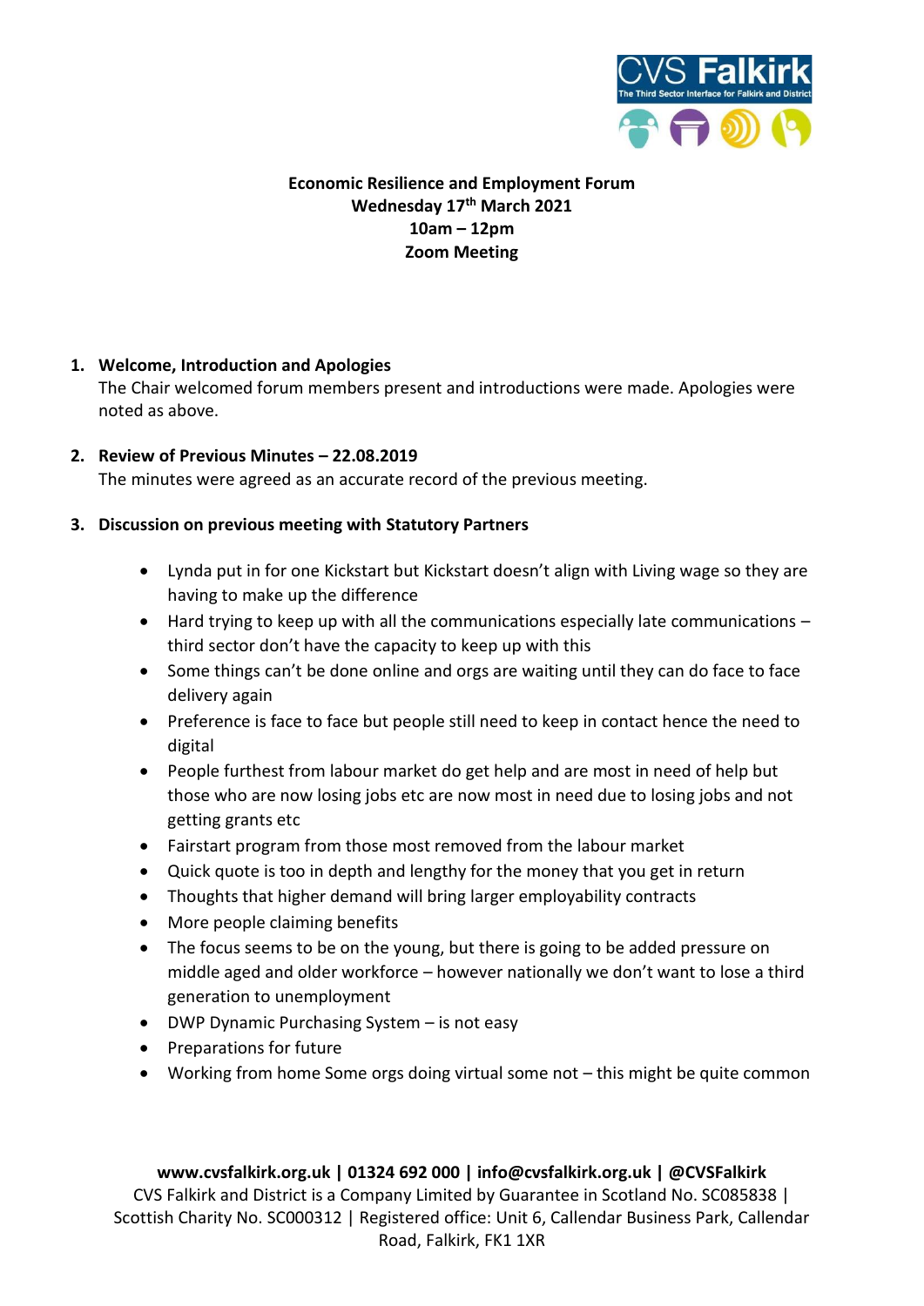**Economic Resilience and Employment Forum**
**Wednesday 17th March 2021**
**10am – 12pm**
**Zoom Meeting**

1. **Welcome, Introduction and Apologies**
   The Chair welcomed forum members present and introductions were made. Apologies were noted as above.

2. **Review of Previous Minutes – 22.08.2019**
   The minutes were agreed as an accurate record of the previous meeting.

3. **Discussion on previous meeting with Statutory Partners**

   - Lynda put in for one Kickstart but Kickstart doesn't align with Living wage so they are having to make up the difference
   - Hard trying to keep up with all the communications especially late communications – third sector don't have the capacity to keep up with this
   - Some things can't be done online and orgs are waiting until they can do face to face delivery again
   - Preference is face to face but people still need to keep in contact hence the need to digital
   - People furthest from labour market do get help and are most in need of help but those who are now losing jobs etc are now most in need due to losing jobs and not getting grants etc
   - Fairstart program from those most removed from the labour market
   - Quick quote is too in depth and lengthy for the money that you get in return
   - Thoughts that higher demand will bring larger employability contracts
   - More people claiming benefits
   - The focus seems to be on the young, but there is going to be added pressure on middle aged and older workforce – however nationally we don't want to lose a third generation to unemployment
   - DWP Dynamic Purchasing System – is not easy
   - Preparations for future
   - Working from home Some orgs doing virtual some not – this might be quite common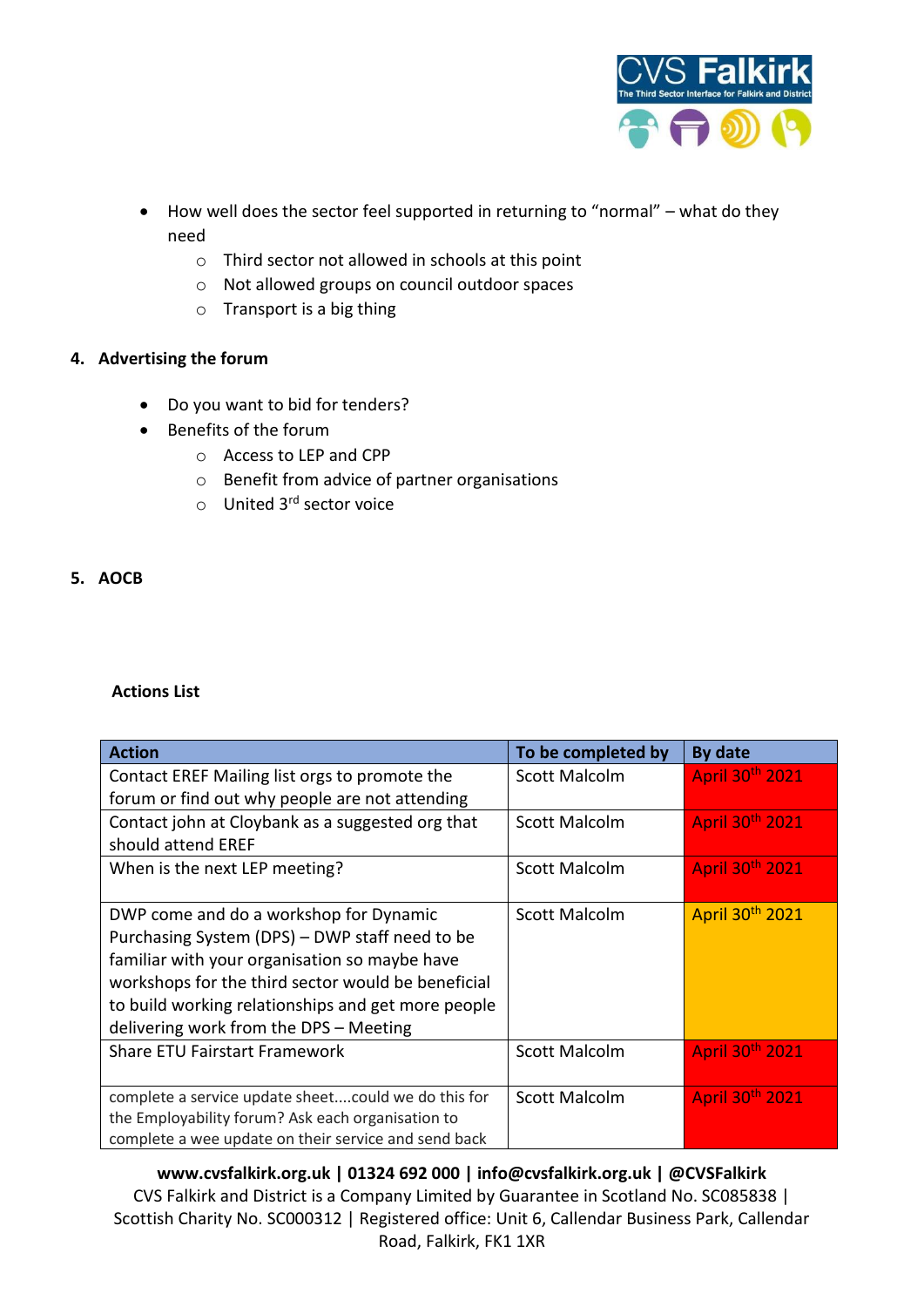- How well does the sector feel supported in returning to “normal” – what do they need
    - Third sector not allowed in schools at this point
    - Not allowed groups on council outdoor spaces
    - Transport is a big thing

**4. Advertising the forum**

- Do you want to bid for tenders?
- Benefits of the forum
    - Access to LEP and CPP
    - Benefit from advice of partner organisations
    - United 3rd sector voice

**5. AOCB**

**Actions List**

| Action | To be completed by | By date |
|---|---|---|
| Contact EREF Mailing list orgs to promote the forum or find out why people are not attending | Scott Malcolm | April 30th 2021 |
| Contact john at Cloybank as a suggested org that should attend EREF | Scott Malcolm | April 30th 2021 |
| When is the next LEP meeting? | Scott Malcolm | April 30th 2021 |
| DWP come and do a workshop for Dynamic Purchasing System (DPS) – DWP staff need to be familiar with your organisation so maybe have workshops for the third sector would be beneficial to build working relationships and get more people delivering work from the DPS – Meeting | Scott Malcolm | April 30th 2021 |
| Share ETU Fairstart Framework | Scott Malcolm | April 30th 2021 |
| complete a service update sheet....could we do this for the Employability forum? Ask each organisation to complete a wee update on their service and send back | Scott Malcolm | April 30th 2021 |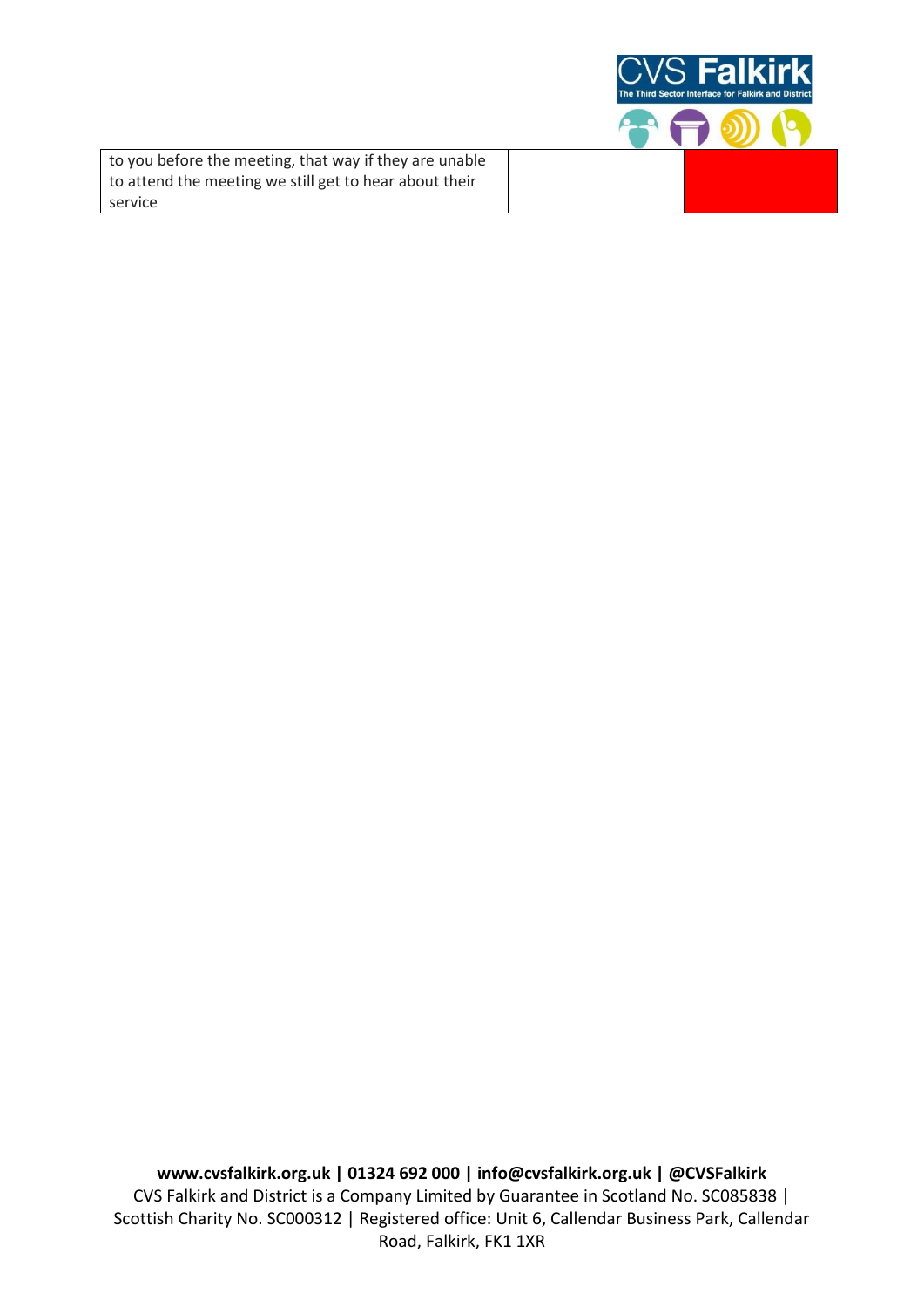| | | |
|---|---|---|
| to you before the meeting, that way if they are unable to attend the meeting we still get to hear about their service | | |

**www.cvsfalkirk.org.uk | 01324 692 000 | info@cvsfalkirk.org.uk | @CVSFalkirk**

CVS Falkirk and District is a Company Limited by Guarantee in Scotland No. SC085838 | Scottish Charity No. SC000312 | Registered office: Unit 6, Callendar Business Park, Callendar Road, Falkirk, FK1 1XR